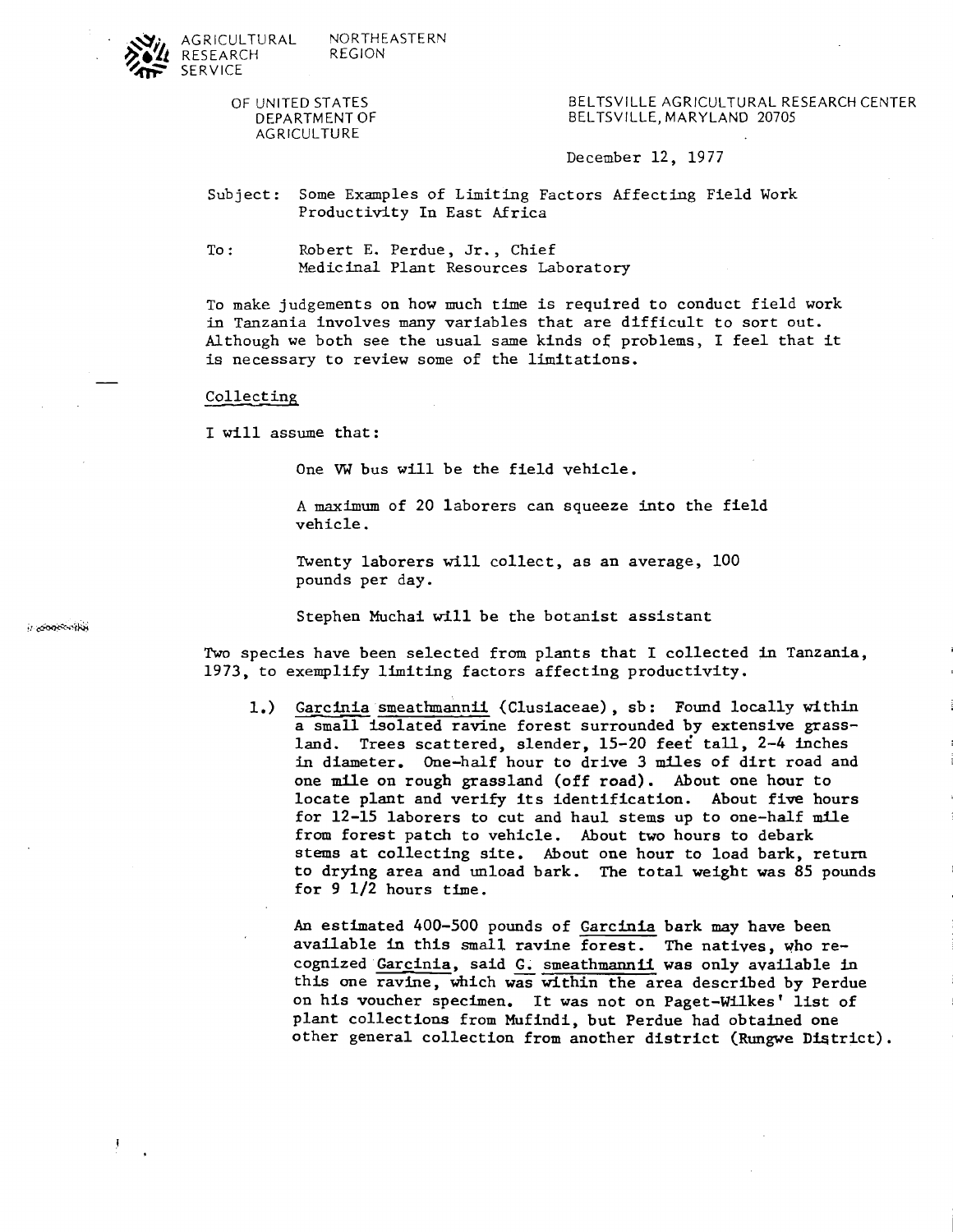AGRICULTURAL RESEARCH SERVICE

NORTHEASTERN REGION

OF UNITED STATES DEPARTMENT OF AGRICULTURE

BELTSVILLE AGRICULTURAL RESEARCH CENTER
BELTSVILLE, MARYLAND 20705

December 12, 1977

Subject: Some Examples of Limiting Factors Affecting Field Work Productivity In East Africa

To: Robert E. Perdue, Jr., Chief
Medicinal Plant Resources Laboratory

To make judgements on how much time is required to conduct field work in Tanzania involves many variables that are difficult to sort out. Although we both see the usual same kinds of problems, I feel that it is necessary to review some of the limitations.

## Collecting

I will assume that:

One VW bus will be the field vehicle.

A maximum of 20 laborers can squeeze into the field vehicle.

Twenty laborers will collect, as an average, 100 pounds per day.

Stephen Muchai will be the botanist assistant

Two species have been selected from plants that I collected in Tanzania, 1973, to exemplify limiting factors affecting productivity.

1.) Garcinia smeathmannii (Clusiaceae), sb: Found locally within a small isolated ravine forest surrounded by extensive grassland. Trees scattered, slender, 15-20 feet tall, 2-4 inches in diameter. One-half hour to drive 3 miles of dirt road and one mile on rough grassland (off road). About one hour to locate plant and verify its identification. About five hours for 12-15 laborers to cut and haul stems up to one-half mile from forest patch to vehicle. About two hours to debark stems at collecting site. About one hour to load bark, return to drying area and unload bark. The total weight was 85 pounds for 9 1/2 hours time.

An estimated 400-500 pounds of Garcinia bark may have been available in this small ravine forest. The natives, who recognized Garcinia, said G. smeathmannii was only available in this one ravine, which was within the area described by Perdue on his voucher specimen. It was not on Paget-Wilkes' list of plant collections from Mufindi, but Perdue had obtained one other general collection from another district (Rungwe District).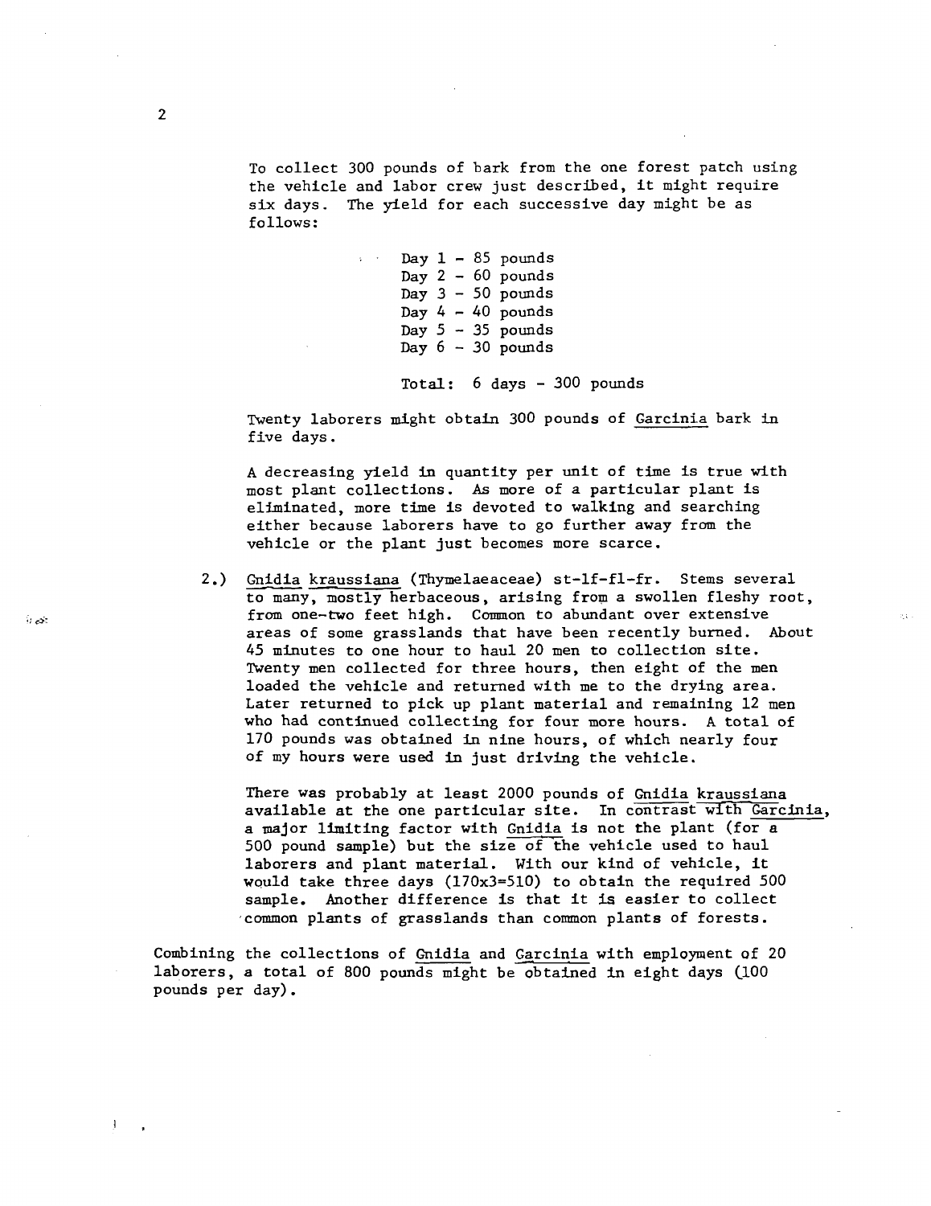To collect 300 pounds of bark from the one forest patch using the vehicle and labor crew just described, it might require six days. The yield for each successive day might be as follows:

Day 1 - 85 pounds
Day 2 - 60 pounds
Day 3 - 50 pounds
Day 4 - 40 pounds
Day 5 - 35 pounds
Day 6 - 30 pounds

Total: 6 days - 300 pounds

Twenty laborers might obtain 300 pounds of Garcinia bark in five days.

A decreasing yield in quantity per unit of time is true with most plant collections. As more of a particular plant is eliminated, more time is devoted to walking and searching either because laborers have to go further away from the vehicle or the plant just becomes more scarce.

2.) Gnidia kraussiana (Thymelaeaceae) st-lf-fl-fr. Stems several to many, mostly herbaceous, arising from a swollen fleshy root, from one-two feet high. Common to abundant over extensive areas of some grasslands that have been recently burned. About 45 minutes to one hour to haul 20 men to collection site. Twenty men collected for three hours, then eight of the men loaded the vehicle and returned with me to the drying area. Later returned to pick up plant material and remaining 12 men who had continued collecting for four more hours. A total of 170 pounds was obtained in nine hours, of which nearly four of my hours were used in just driving the vehicle.

There was probably at least 2000 pounds of Gnidia kraussiana available at the one particular site. In contrast with Garcinia, a major limiting factor with Gnidia is not the plant (for a 500 pound sample) but the size of the vehicle used to haul laborers and plant material. With our kind of vehicle, it would take three days (170x3=510) to obtain the required 500 sample. Another difference is that it is easier to collect common plants of grasslands than common plants of forests.

Combining the collections of Gnidia and Garcinia with employment of 20 laborers, a total of 800 pounds might be obtained in eight days (100 pounds per day).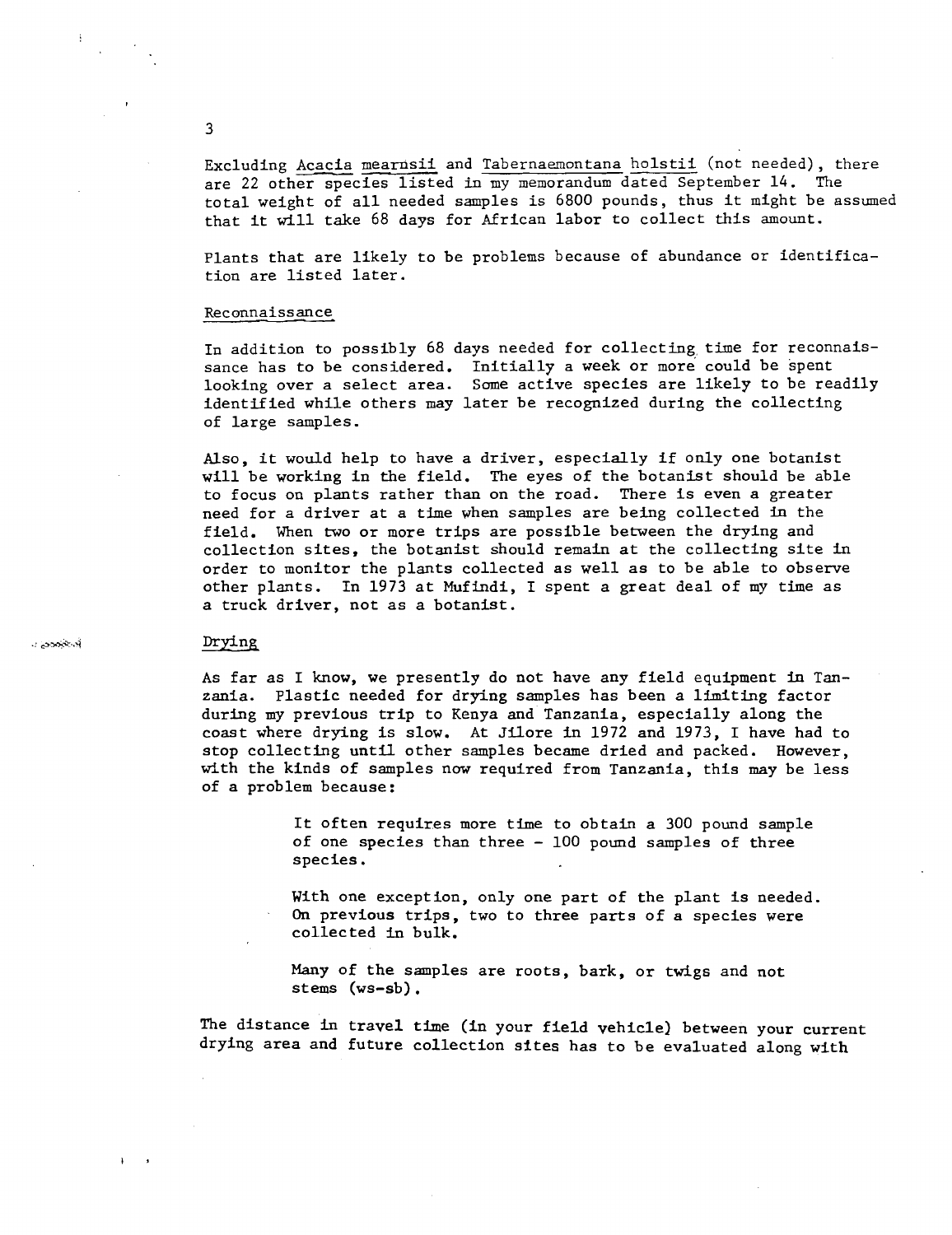Excluding Acacia mearnsii and Tabernaemontana holstii (not needed), there are 22 other species listed in my memorandum dated September 14. The total weight of all needed samples is 6800 pounds, thus it might be assumed that it will take 68 days for African labor to collect this amount.

Plants that are likely to be problems because of abundance or identification are listed later.

## Reconnaissance

In addition to possibly 68 days needed for collecting time for reconnaissance has to be considered. Initially a week or more could be spent looking over a select area. Some active species are likely to be readily identified while others may later be recognized during the collecting of large samples.

Also, it would help to have a driver, especially if only one botanist will be working in the field. The eyes of the botanist should be able to focus on plants rather than on the road. There is even a greater need for a driver at a time when samples are being collected in the field. When two or more trips are possible between the drying and collection sites, the botanist should remain at the collecting site in order to monitor the plants collected as well as to be able to observe other plants. In 1973 at Mufindi, I spent a great deal of my time as a truck driver, not as a botanist.

## Drying

As far as I know, we presently do not have any field equipment in Tanzania. Plastic needed for drying samples has been a limiting factor during my previous trip to Kenya and Tanzania, especially along the coast where drying is slow. At Jilore in 1972 and 1973, I have had to stop collecting until other samples became dried and packed. However, with the kinds of samples now required from Tanzania, this may be less of a problem because:

> It often requires more time to obtain a 300 pound sample of one species than three - 100 pound samples of three species.
>
> With one exception, only one part of the plant is needed. On previous trips, two to three parts of a species were collected in bulk.
>
> Many of the samples are roots, bark, or twigs and not stems (ws-sb).

The distance in travel time (in your field vehicle) between your current drying area and future collection sites has to be evaluated along with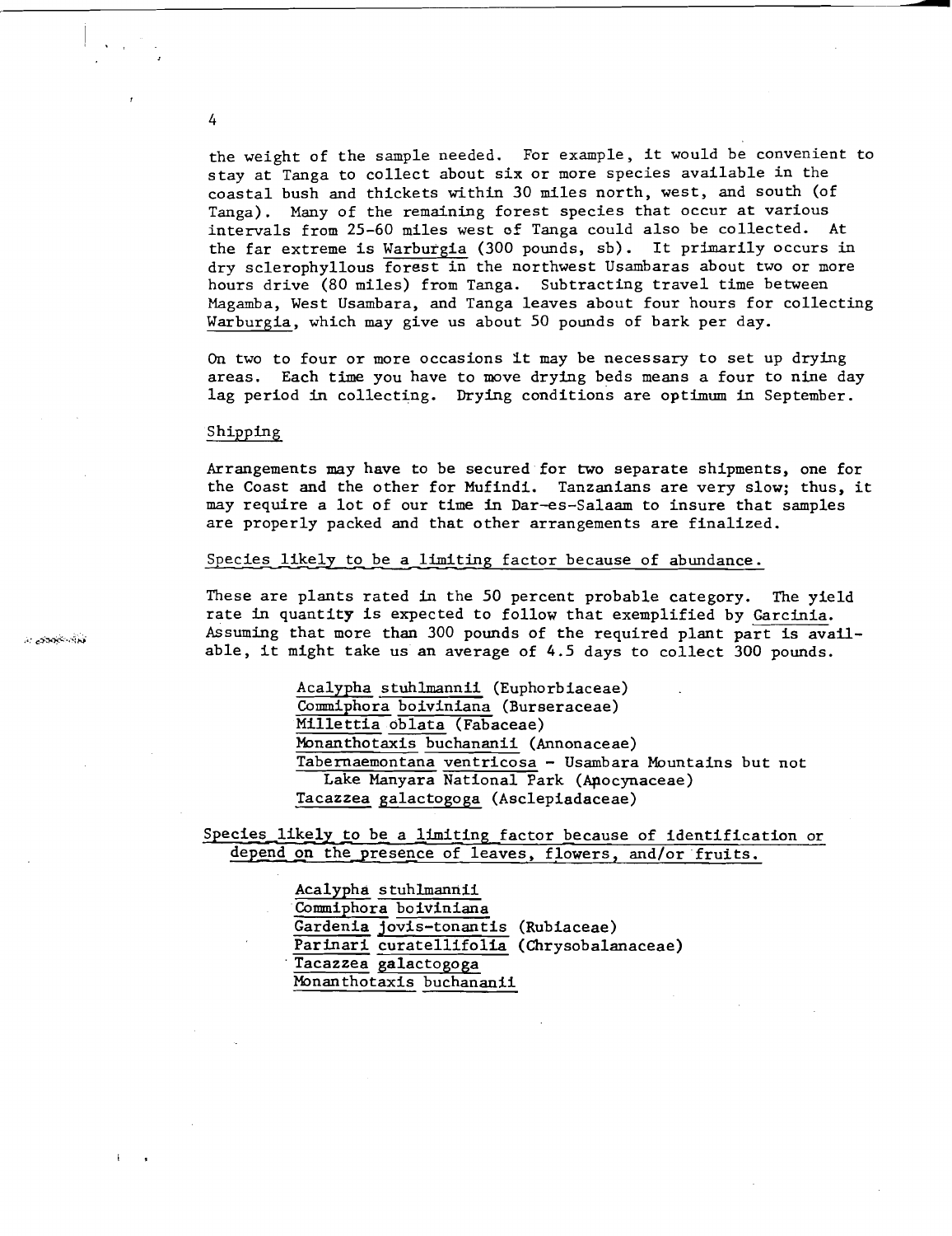the weight of the sample needed. For example, it would be convenient to stay at Tanga to collect about six or more species available in the coastal bush and thickets within 30 miles north, west, and south (of Tanga). Many of the remaining forest species that occur at various intervals from 25-60 miles west of Tanga could also be collected. At the far extreme is Warburgia (300 pounds, sb). It primarily occurs in dry sclerophyllous forest in the northwest Usambaras about two or more hours drive (80 miles) from Tanga. Subtracting travel time between Magamba, West Usambara, and Tanga leaves about four hours for collecting Warburgia, which may give us about 50 pounds of bark per day.

On two to four or more occasions it may be necessary to set up drying areas. Each time you have to move drying beds means a four to nine day lag period in collecting. Drying conditions are optimum in September.

## Shipping

Arrangements may have to be secured for two separate shipments, one for the Coast and the other for Mufindi. Tanzanians are very slow; thus, it may require a lot of our time in Dar-es-Salaam to insure that samples are properly packed and that other arrangements are finalized.

## Species likely to be a limiting factor because of abundance.

These are plants rated in the 50 percent probable category. The yield rate in quantity is expected to follow that exemplified by Garcinia. Assuming that more than 300 pounds of the required plant part is available, it might take us an average of 4.5 days to collect 300 pounds.

- Acalypha stuhlmannii (Euphorbiaceae)
- Commiphora boiviniana (Burseraceae)
- Millettia oblata (Fabaceae)
- Monanthotaxis buchananii (Annonaceae)
- Tabernaemontana ventricosa - Usambara Mountains but not Lake Manyara National Park (Apocynaceae)
- Tacazzea galactogoga (Asclepiadaceae)

## Species likely to be a limiting factor because of identification or depend on the presence of leaves, flowers, and/or fruits.

- Acalypha stuhlmannii
- Commiphora boiviniana
- Gardenia jovis-tonantis (Rubiaceae)
- Parinari curatellifolia (Chrysobalanaceae)
- Tacazzea galactogoga
- Monanthotaxis buchananii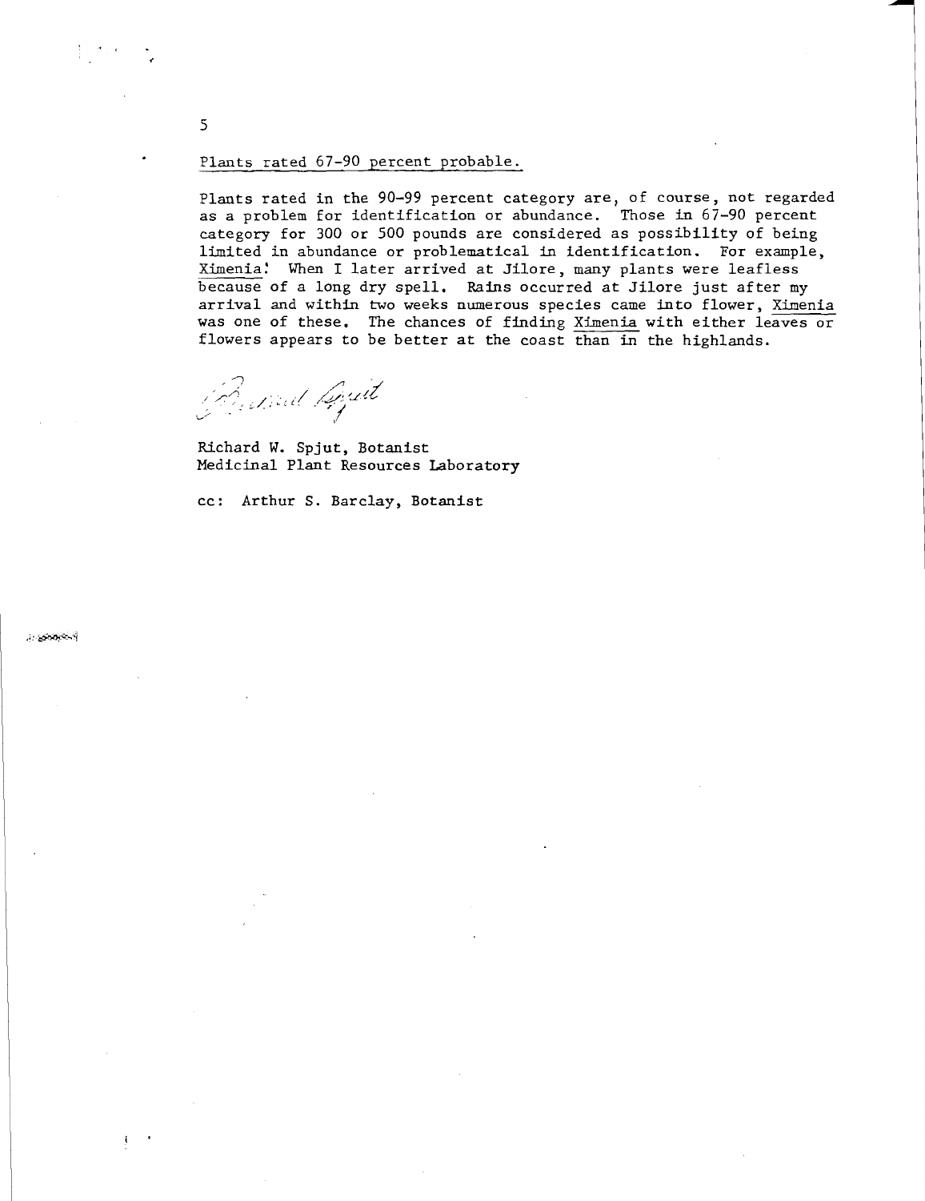Plants rated 67-90 percent probable.

Plants rated in the 90-99 percent category are, of course, not regarded as a problem for identification or abundance. Those in 67-90 percent category for 300 or 500 pounds are considered as possibility of being limited in abundance or problematical in identification. For example, Ximenia: When I later arrived at Jilore, many plants were leafless because of a long dry spell. Rains occurred at Jilore just after my arrival and within two weeks numerous species came into flower, Ximenia was one of these. The chances of finding Ximenia with either leaves or flowers appears to be better at the coast than in the highlands.

Richard Spjut

Richard W. Spjut, Botanist
Medicinal Plant Resources Laboratory

cc: Arthur S. Barclay, Botanist